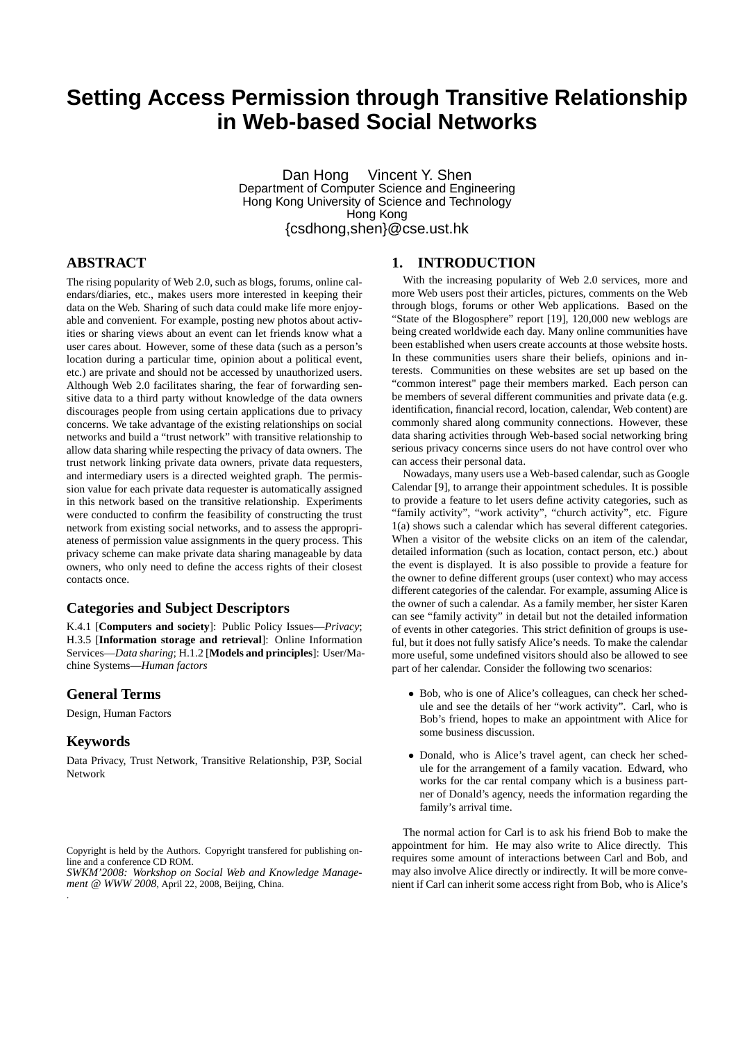# Setting Access Permission through Transitive Relationship in Web-based Social Networks

Dan Hong Vincent Y. Shen
Department of Computer Science and Engineering
Hong Kong University of Science and Technology
Hong Kong
{csdhong,shen}@cse.ust.hk

## ABSTRACT

The rising popularity of Web 2.0, such as blogs, forums, online calendars/diaries, etc., makes users more interested in keeping their data on the Web. Sharing of such data could make life more enjoyable and convenient. For example, posting new photos about activities or sharing views about an event can let friends know what a user cares about. However, some of these data (such as a person's location during a particular time, opinion about a political event, etc.) are private and should not be accessed by unauthorized users. Although Web 2.0 facilitates sharing, the fear of forwarding sensitive data to a third party without knowledge of the data owners discourages people from using certain applications due to privacy concerns. We take advantage of the existing relationships on social networks and build a "trust network" with transitive relationship to allow data sharing while respecting the privacy of data owners. The trust network linking private data owners, private data requesters, and intermediary users is a directed weighted graph. The permission value for each private data requester is automatically assigned in this network based on the transitive relationship. Experiments were conducted to confirm the feasibility of constructing the trust network from existing social networks, and to assess the appropriateness of permission value assignments in the query process. This privacy scheme can make private data sharing manageable by data owners, who only need to define the access rights of their closest contacts once.

## Categories and Subject Descriptors

K.4.1 [**Computers and society**]: Public Policy Issues—*Privacy*; H.3.5 [**Information storage and retrieval**]: Online Information Services—*Data sharing*; H.1.2 [**Models and principles**]: User/Machine Systems—*Human factors*

## General Terms

Design, Human Factors

## Keywords

Data Privacy, Trust Network, Transitive Relationship, P3P, Social Network

Copyright is held by the Authors. Copyright transfered for publishing online and a conference CD ROM.
*SWKM'2008: Workshop on Social Web and Knowledge Management @ WWW 2008*, April 22, 2008, Beijing, China.

## 1. INTRODUCTION

With the increasing popularity of Web 2.0 services, more and more Web users post their articles, pictures, comments on the Web through blogs, forums or other Web applications. Based on the "State of the Blogosphere" report [19], 120,000 new weblogs are being created worldwide each day. Many online communities have been established when users create accounts at those website hosts. In these communities users share their beliefs, opinions and interests. Communities on these websites are set up based on the "common interest" page their members marked. Each person can be members of several different communities and private data (e.g. identification, financial record, location, calendar, Web content) are commonly shared along community connections. However, these data sharing activities through Web-based social networking bring serious privacy concerns since users do not have control over who can access their personal data.

Nowadays, many users use a Web-based calendar, such as Google Calendar [9], to arrange their appointment schedules. It is possible to provide a feature to let users define activity categories, such as "family activity", "work activity", "church activity", etc. Figure 1(a) shows such a calendar which has several different categories. When a visitor of the website clicks on an item of the calendar, detailed information (such as location, contact person, etc.) about the event is displayed. It is also possible to provide a feature for the owner to define different groups (user context) who may access different categories of the calendar. For example, assuming Alice is the owner of such a calendar. As a family member, her sister Karen can see "family activity" in detail but not the detailed information of events in other categories. This strict definition of groups is useful, but it does not fully satisfy Alice's needs. To make the calendar more useful, some undefined visitors should also be allowed to see part of her calendar. Consider the following two scenarios:

- Bob, who is one of Alice's colleagues, can check her schedule and see the details of her "work activity". Carl, who is Bob's friend, hopes to make an appointment with Alice for some business discussion.
- Donald, who is Alice's travel agent, can check her schedule for the arrangement of a family vacation. Edward, who works for the car rental company which is a business partner of Donald's agency, needs the information regarding the family's arrival time.

The normal action for Carl is to ask his friend Bob to make the appointment for him. He may also write to Alice directly. This requires some amount of interactions between Carl and Bob, and may also involve Alice directly or indirectly. It will be more convenient if Carl can inherit some access right from Bob, who is Alice's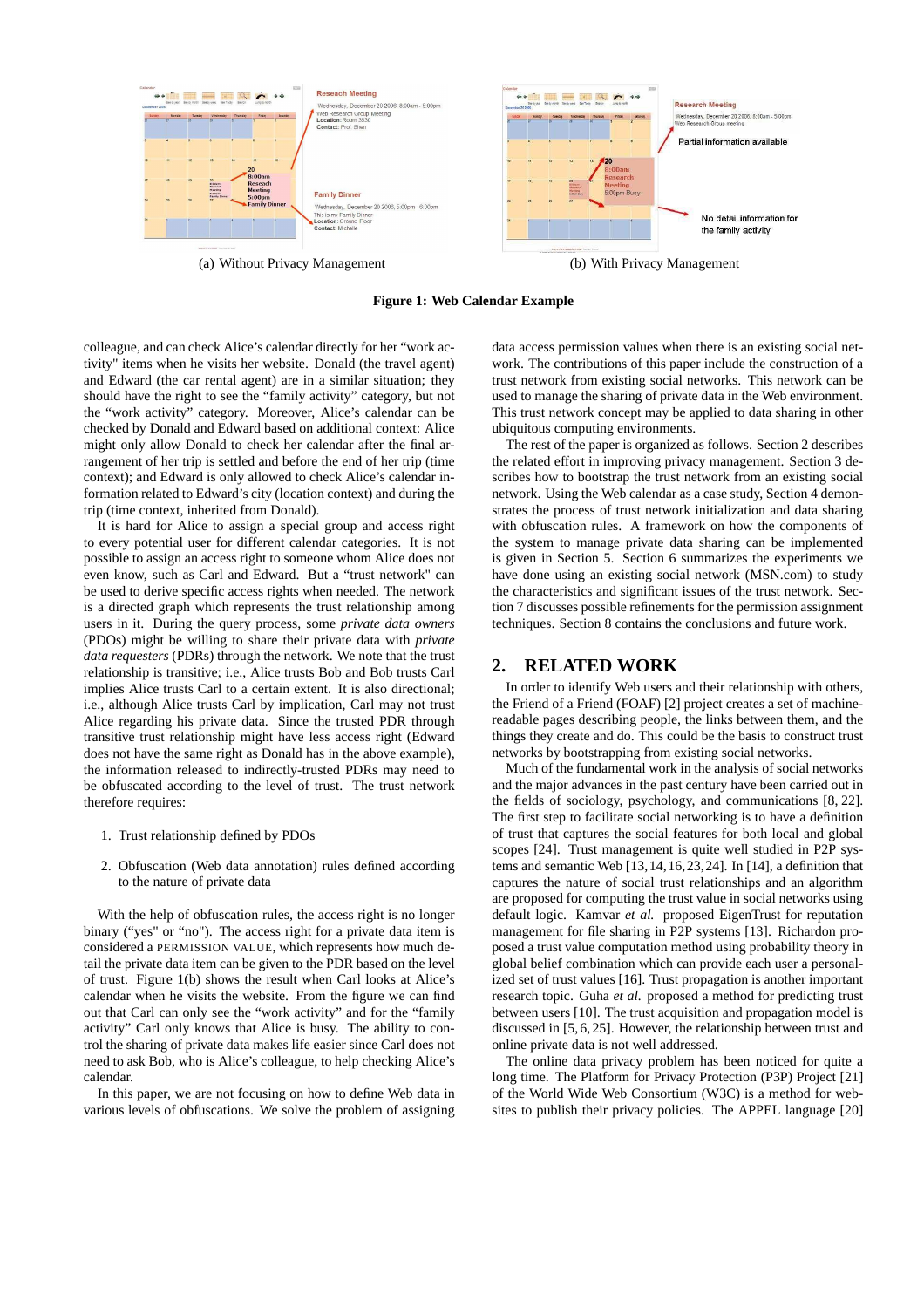(a) Without Privacy Management

(b) With Privacy Management

**Figure 1: Web Calendar Example**

colleague, and can check Alice's calendar directly for her "work activity" items when he visits her website. Donald (the travel agent) and Edward (the car rental agent) are in a similar situation; they should have the right to see the "family activity" category, but not the "work activity" category. Moreover, Alice's calendar can be checked by Donald and Edward based on additional context: Alice might only allow Donald to check her calendar after the final arrangement of her trip is settled and before the end of her trip (time context); and Edward is only allowed to check Alice's calendar information related to Edward's city (location context) and during the trip (time context, inherited from Donald).

It is hard for Alice to assign a special group and access right to every potential user for different calendar categories. It is not possible to assign an access right to someone whom Alice does not even know, such as Carl and Edward. But a "trust network" can be used to derive specific access rights when needed. The network is a directed graph which represents the trust relationship among users in it. During the query process, some *private data owners* (PDOs) might be willing to share their private data with *private data requesters* (PDRs) through the network. We note that the trust relationship is transitive; i.e., Alice trusts Bob and Bob trusts Carl implies Alice trusts Carl to a certain extent. It is also directional; i.e., although Alice trusts Carl by implication, Carl may not trust Alice regarding his private data. Since the trusted PDR through transitive trust relationship might have less access right (Edward does not have the same right as Donald has in the above example), the information released to indirectly-trusted PDRs may need to be obfuscated according to the level of trust. The trust network therefore requires:

1. Trust relationship defined by PDOs
2. Obfuscation (Web data annotation) rules defined according to the nature of private data

With the help of obfuscation rules, the access right is no longer binary ("yes" or "no"). The access right for a private data item is considered a PERMISSION VALUE, which represents how much detail the private data item can be given to the PDR based on the level of trust. Figure 1(b) shows the result when Carl looks at Alice's calendar when he visits the website. From the figure we can find out that Carl can only see the "work activity" and for the "family activity" Carl only knows that Alice is busy. The ability to control the sharing of private data makes life easier since Carl does not need to ask Bob, who is Alice's colleague, to help checking Alice's calendar.

In this paper, we are not focusing on how to define Web data in various levels of obfuscations. We solve the problem of assigning data access permission values when there is an existing social network. The contributions of this paper include the construction of a trust network from existing social networks. This network can be used to manage the sharing of private data in the Web environment. This trust network concept may be applied to data sharing in other ubiquitous computing environments.

The rest of the paper is organized as follows. Section 2 describes the related effort in improving privacy management. Section 3 describes how to bootstrap the trust network from an existing social network. Using the Web calendar as a case study, Section 4 demonstrates the process of trust network initialization and data sharing with obfuscation rules. A framework on how the components of the system to manage private data sharing can be implemented is given in Section 5. Section 6 summarizes the experiments we have done using an existing social network (MSN.com) to study the characteristics and significant issues of the trust network. Section 7 discusses possible refinements for the permission assignment techniques. Section 8 contains the conclusions and future work.

## 2. RELATED WORK

In order to identify Web users and their relationship with others, the Friend of a Friend (FOAF) [2] project creates a set of machine-readable pages describing people, the links between them, and the things they create and do. This could be the basis to construct trust networks by bootstrapping from existing social networks.

Much of the fundamental work in the analysis of social networks and the major advances in the past century have been carried out in the fields of sociology, psychology, and communications [8, 22]. The first step to facilitate social networking is to have a definition of trust that captures the social features for both local and global scopes [24]. Trust management is quite well studied in P2P systems and semantic Web [13,14,16,23,24]. In [14], a definition that captures the nature of social trust relationships and an algorithm are proposed for computing the trust value in social networks using default logic. Kamvar *et al.* proposed EigenTrust for reputation management for file sharing in P2P systems [13]. Richardon proposed a trust value computation method using probability theory in global belief combination which can provide each user a personalized set of trust values [16]. Trust propagation is another important research topic. Guha *et al.* proposed a method for predicting trust between users [10]. The trust acquisition and propagation model is discussed in [5, 6, 25]. However, the relationship between trust and online private data is not well addressed.

The online data privacy problem has been noticed for quite a long time. The Platform for Privacy Protection (P3P) Project [21] of the World Wide Web Consortium (W3C) is a method for websites to publish their privacy policies. The APPEL language [20]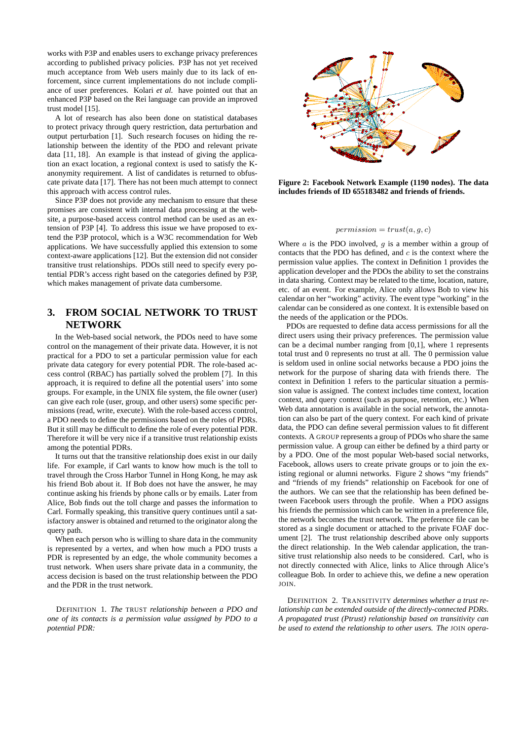works with P3P and enables users to exchange privacy preferences according to published privacy policies. P3P has not yet received much acceptance from Web users mainly due to its lack of enforcement, since current implementations do not include compliance of user preferences. Kolari *et al.* have pointed out that an enhanced P3P based on the Rei language can provide an improved trust model [15].

A lot of research has also been done on statistical databases to protect privacy through query restriction, data perturbation and output perturbation [1]. Such research focuses on hiding the relationship between the identity of the PDO and relevant private data [11, 18]. An example is that instead of giving the application an exact location, a regional context is used to satisfy the K-anonymity requirement. A list of candidates is returned to obfuscate private data [17]. There has not been much attempt to connect this approach with access control rules.

Since P3P does not provide any mechanism to ensure that these promises are consistent with internal data processing at the website, a purpose-based access control method can be used as an extension of P3P [4]. To address this issue we have proposed to extend the P3P protocol, which is a W3C recommendation for Web applications. We have successfully applied this extension to some context-aware applications [12]. But the extension did not consider transitive trust relationships. PDOs still need to specify every potential PDR's access right based on the categories defined by P3P, which makes management of private data cumbersome.

## 3. FROM SOCIAL NETWORK TO TRUST NETWORK

In the Web-based social network, the PDOs need to have some control on the management of their private data. However, it is not practical for a PDO to set a particular permission value for each private data category for every potential PDR. The role-based access control (RBAC) has partially solved the problem [7]. In this approach, it is required to define all the potential users' into some groups. For example, in the UNIX file system, the file owner (user) can give each role (user, group, and other users) some specific permissions (read, write, execute). With the role-based access control, a PDO needs to define the permissions based on the roles of PDRs. But it still may be difficult to define the role of every potential PDR. Therefore it will be very nice if a transitive trust relationship exists among the potential PDRs.

It turns out that the transitive relationship does exist in our daily life. For example, if Carl wants to know how much is the toll to travel through the Cross Harbor Tunnel in Hong Kong, he may ask his friend Bob about it. If Bob does not have the answer, he may continue asking his friends by phone calls or by emails. Later from Alice, Bob finds out the toll charge and passes the information to Carl. Formally speaking, this transitive query continues until a satisfactory answer is obtained and returned to the originator along the query path.

When each person who is willing to share data in the community is represented by a vertex, and when how much a PDO trusts a PDR is represented by an edge, the whole community becomes a trust network. When users share private data in a community, the access decision is based on the trust relationship between the PDO and the PDR in the trust network.

DEFINITION 1. *The* TRUST *relationship between a PDO and one of its contacts is a permission value assigned by PDO to a potential PDR:*

Figure 2: Facebook Network Example (1190 nodes). The data includes friends of ID 655183482 and friends of friends.

$$permission = trust(a, g, c)$$

Where $a$ is the PDO involved, $g$ is a member within a group of contacts that the PDO has defined, and $c$ is the context where the permission value applies. The context in Definition 1 provides the application developer and the PDOs the ability to set the constrains in data sharing. Context may be related to the time, location, nature, etc. of an event. For example, Alice only allows Bob to view his calendar on her "working" activity. The event type "working" in the calendar can be considered as one context. It is extensible based on the needs of the application or the PDOs.

PDOs are requested to define data access permissions for all the direct users using their privacy preferences. The permission value can be a decimal number ranging from [0,1], where 1 represents total trust and 0 represents no trust at all. The 0 permission value is seldom used in online social networks because a PDO joins the network for the purpose of sharing data with friends there. The context in Definition 1 refers to the particular situation a permission value is assigned. The context includes time context, location context, and query context (such as purpose, retention, etc.) When Web data annotation is available in the social network, the annotation can also be part of the query context. For each kind of private data, the PDO can define several permission values to fit different contexts. A GROUP represents a group of PDOs who share the same permission value. A group can either be defined by a third party or by a PDO. One of the most popular Web-based social networks, Facebook, allows users to create private groups or to join the existing regional or alumni networks. Figure 2 shows "my friends" and "friends of my friends" relationship on Facebook for one of the authors. We can see that the relationship has been defined between Facebook users through the profile. When a PDO assigns his friends the permission which can be written in a preference file, the network becomes the trust network. The preference file can be stored as a single document or attached to the private FOAF document [2]. The trust relationship described above only supports the direct relationship. In the Web calendar application, the transitive trust relationship also needs to be considered. Carl, who is not directly connected with Alice, links to Alice through Alice's colleague Bob. In order to achieve this, we define a new operation JOIN.

DEFINITION 2. TRANSITIVITY *determines whether a trust relationship can be extended outside of the directly-connected PDRs. A propagated trust (Ptrust) relationship based on transitivity can be used to extend the relationship to other users. The* JOIN *opera-*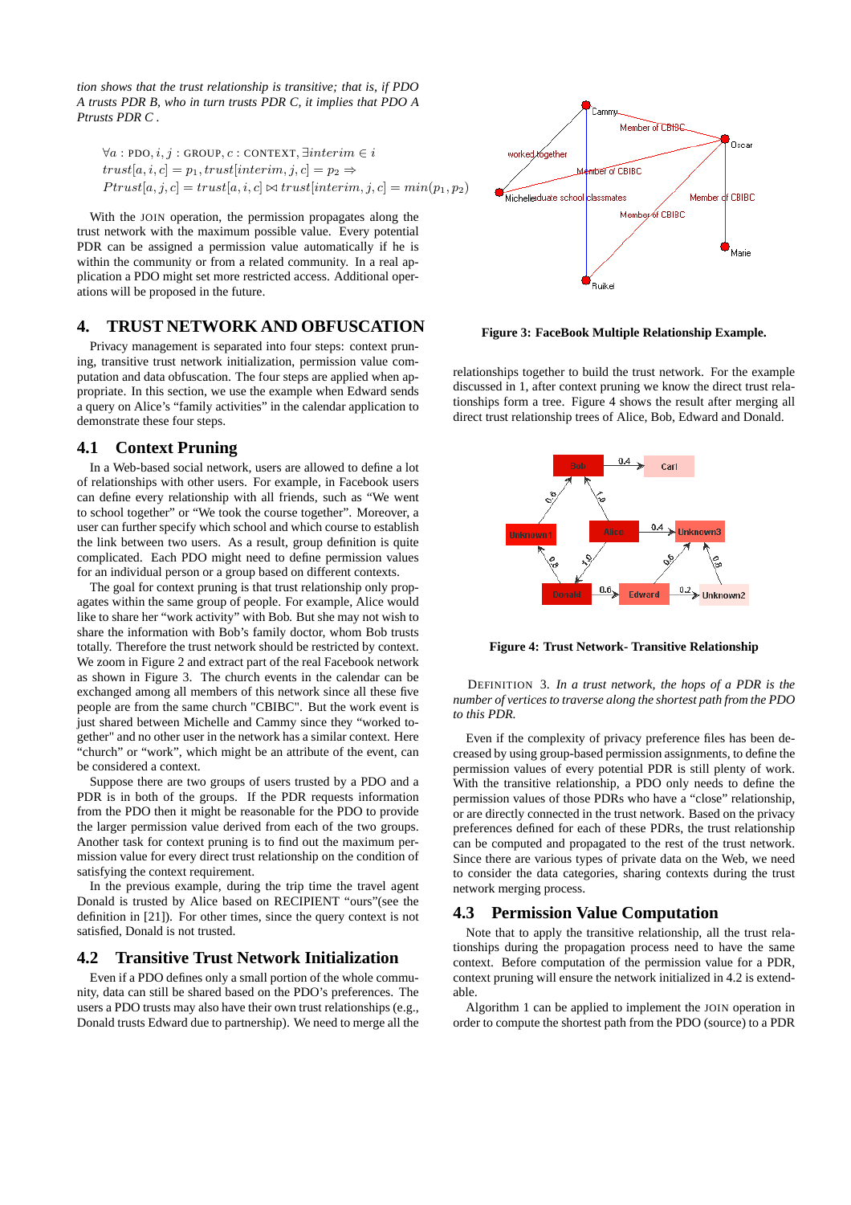*tion shows that the trust relationship is transitive; that is, if PDO A trusts PDR B, who in turn trusts PDR C, it implies that PDO A Ptrusts PDR C .*

$$\forall a : \text{PDO}, i, j : \text{GROUP}, c : \text{CONTEXT}, \exists interim \in i$$
$$trust[a, i, c] = p_1, trust[interim, j, c] = p_2 \Rightarrow$$
$$Ptrust[a, j, c] = trust[a, i, c] \bowtie trust[interim, j, c] = min(p_1, p_2)$$

With the JOIN operation, the permission propagates along the trust network with the maximum possible value. Every potential PDR can be assigned a permission value automatically if he is within the community or from a related community. In a real application a PDO might set more restricted access. Additional operations will be proposed in the future.

## 4. TRUST NETWORK AND OBFUSCATION

Privacy management is separated into four steps: context pruning, transitive trust network initialization, permission value computation and data obfuscation. The four steps are applied when appropriate. In this section, we use the example when Edward sends a query on Alice's "family activities" in the calendar application to demonstrate these four steps.

### 4.1 Context Pruning

In a Web-based social network, users are allowed to define a lot of relationships with other users. For example, in Facebook users can define every relationship with all friends, such as "We went to school together" or "We took the course together". Moreover, a user can further specify which school and which course to establish the link between two users. As a result, group definition is quite complicated. Each PDO might need to define permission values for an individual person or a group based on different contexts.

The goal for context pruning is that trust relationship only propagates within the same group of people. For example, Alice would like to share her "work activity" with Bob. But she may not wish to share the information with Bob's family doctor, whom Bob trusts totally. Therefore the trust network should be restricted by context. We zoom in Figure 2 and extract part of the real Facebook network as shown in Figure 3. The church events in the calendar can be exchanged among all members of this network since all these five people are from the same church "CBIBC". But the work event is just shared between Michelle and Cammy since they "worked together" and no other user in the network has a similar context. Here "church" or "work", which might be an attribute of the event, can be considered a context.

Suppose there are two groups of users trusted by a PDO and a PDR is in both of the groups. If the PDR requests information from the PDO then it might be reasonable for the PDO to provide the larger permission value derived from each of the two groups. Another task for context pruning is to find out the maximum permission value for every direct trust relationship on the condition of satisfying the context requirement.

In the previous example, during the trip time the travel agent Donald is trusted by Alice based on RECIPIENT "ours"(see the definition in [21]). For other times, since the query context is not satisfied, Donald is not trusted.

### 4.2 Transitive Trust Network Initialization

Even if a PDO defines only a small portion of the whole community, data can still be shared based on the PDO's preferences. The users a PDO trusts may also have their own trust relationships (e.g., Donald trusts Edward due to partnership). We need to merge all the relationships together to build the trust network. For the example discussed in 1, after context pruning we know the direct trust relationships form a tree. Figure 4 shows the result after merging all direct trust relationship trees of Alice, Bob, Edward and Donald.

Cammy
Member of CBIBC
Oscar
worked together
Member of CBIBC
Michelle
duate school classmates
Member of CBIBC
Member of CBIBC
Marie
Ruikel

**Figure 3: FaceBook Multiple Relationship Example.**

Bob
0.4
Carl
0.6
1.0
Unknown1
Alice
0.4
Unknown3
0.8
1.0
0.6
0.8
Donald
0.6
Edward
0.2
Unknown2

**Figure 4: Trust Network- Transitive Relationship**

DEFINITION 3. *In a trust network, the hops of a PDR is the number of vertices to traverse along the shortest path from the PDO to this PDR.*

Even if the complexity of privacy preference files has been decreased by using group-based permission assignments, to define the permission values of every potential PDR is still plenty of work. With the transitive relationship, a PDO only needs to define the permission values of those PDRs who have a "close" relationship, or are directly connected in the trust network. Based on the privacy preferences defined for each of these PDRs, the trust relationship can be computed and propagated to the rest of the trust network. Since there are various types of private data on the Web, we need to consider the data categories, sharing contexts during the trust network merging process.

### 4.3 Permission Value Computation

Note that to apply the transitive relationship, all the trust relationships during the propagation process need to have the same context. Before computation of the permission value for a PDR, context pruning will ensure the network initialized in 4.2 is extendable.

Algorithm 1 can be applied to implement the JOIN operation in order to compute the shortest path from the PDO (source) to a PDR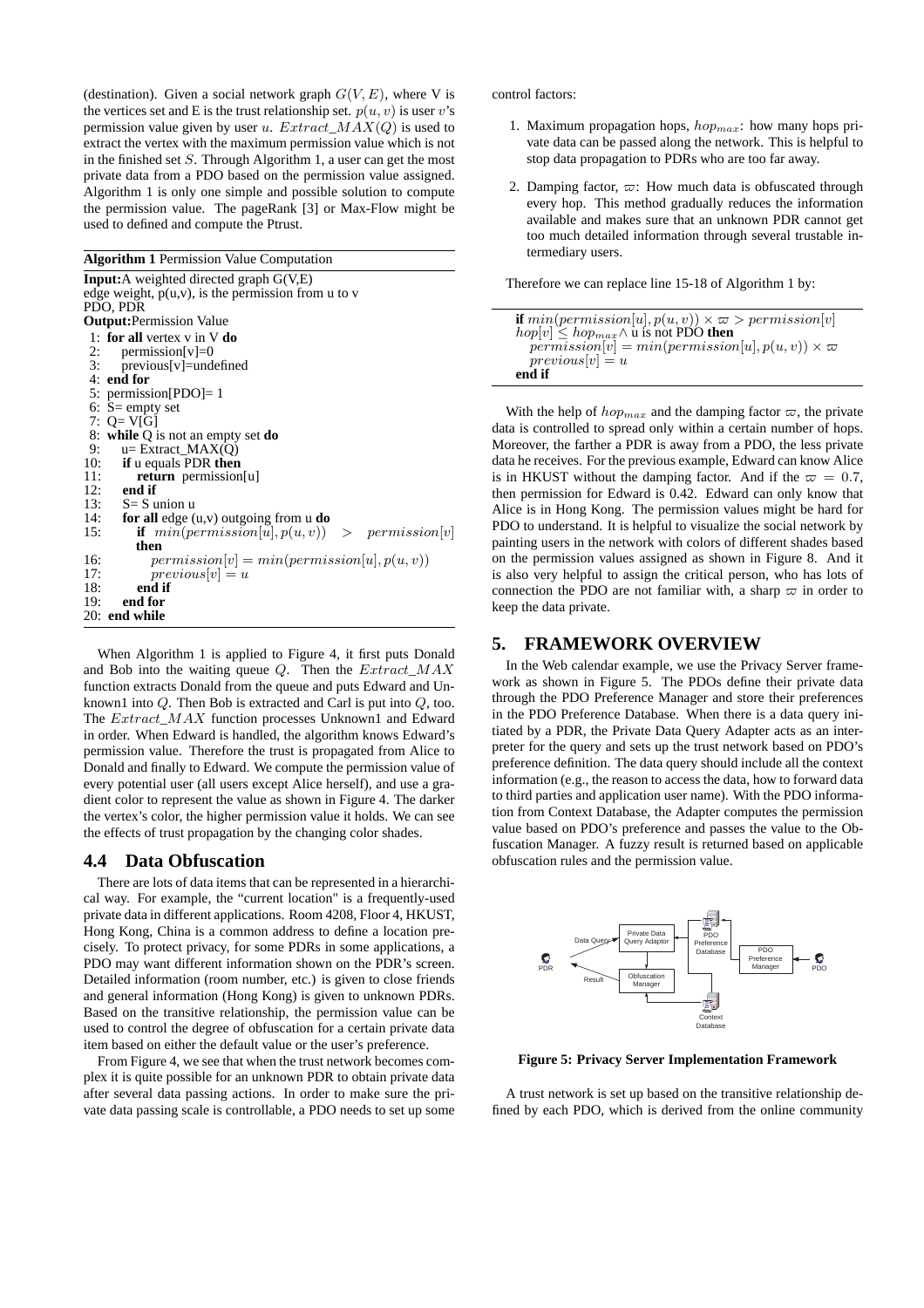(destination). Given a social network graph $G(V, E)$, where V is the vertices set and E is the trust relationship set. $p(u, v)$ is user $v$'s permission value given by user $u$. $Extract\_MAX(Q)$ is used to extract the vertex with the maximum permission value which is not in the finished set $S$. Through Algorithm 1, a user can get the most private data from a PDO based on the permission value assigned. Algorithm 1 is only one simple and possible solution to compute the permission value. The pageRank [3] or Max-Flow might be used to defined and compute the Ptrust.

**Algorithm 1** Permission Value Computation

**Input:**A weighted directed graph G(V,E)
edge weight, p(u,v), is the permission from u to v
PDO, PDR
**Output:**Permission Value

```
1: for all vertex v in V do
2:    permission[v]=0
3:    previous[v]=undefined
4: end for
5: permission[PDO]= 1
6: S= empty set
7: Q= V[G]
8: while Q is not an empty set do
9:    u= Extract_MAX(Q)
10:   if u equals PDR then
11:      return permission[u]
12:   end if
13:   S= S union u
14:   for all edge (u,v) outgoing from u do
15:      if min(permission[u], p(u,v)) > permission[v] then
16:         permission[v] = min(permission[u], p(u,v))
17:         previous[v] = u
18:      end if
19:   end for
20: end while
```

When Algorithm 1 is applied to Figure 4, it first puts Donald and Bob into the waiting queue $Q$. Then the $Extract\_MAX$ function extracts Donald from the queue and puts Edward and Unknown1 into $Q$. Then Bob is extracted and Carl is put into $Q$, too. The $Extract\_MAX$ function processes Unknown1 and Edward in order. When Edward is handled, the algorithm knows Edward's permission value. Therefore the trust is propagated from Alice to Donald and finally to Edward. We compute the permission value of every potential user (all users except Alice herself), and use a gradient color to represent the value as shown in Figure 4. The darker the vertex's color, the higher permission value it holds. We can see the effects of trust propagation by the changing color shades.

## 4.4 Data Obfuscation

There are lots of data items that can be represented in a hierarchical way. For example, the "current location" is a frequently-used private data in different applications. Room 4208, Floor 4, HKUST, Hong Kong, China is a common address to define a location precisely. To protect privacy, for some PDRs in some applications, a PDO may want different information shown on the PDR's screen. Detailed information (room number, etc.) is given to close friends and general information (Hong Kong) is given to unknown PDRs. Based on the transitive relationship, the permission value can be used to control the degree of obfuscation for a certain private data item based on either the default value or the user's preference.

From Figure 4, we see that when the trust network becomes complex it is quite possible for an unknown PDR to obtain private data after several data passing actions. In order to make sure the private data passing scale is controllable, a PDO needs to set up some control factors:

1. Maximum propagation hops, $hop_{max}$: how many hops private data can be passed along the network. This is helpful to stop data propagation to PDRs who are too far away.
2. Damping factor, $\varpi$: How much data is obfuscated through every hop. This method gradually reduces the information available and makes sure that an unknown PDR cannot get too much detailed information through several trustable intermediary users.

Therefore we can replace line 15-18 of Algorithm 1 by:

**if** $min(permission[u], p(u,v)) \times \varpi > permission[v]$
$hop[v] \leq hop_{max} \wedge$ u is not PDO **then**
  $permission[v] = min(permission[u], p(u,v)) \times \varpi$
  $previous[v] = u$
**end if**

With the help of $hop_{max}$ and the damping factor $\varpi$, the private data is controlled to spread only within a certain number of hops. Moreover, the farther a PDR is away from a PDO, the less private data he receives. For the previous example, Edward can know Alice is in HKUST without the damping factor. And if the $\varpi = 0.7$, then permission for Edward is 0.42. Edward can only know that Alice is in Hong Kong. The permission values might be hard for PDO to understand. It is helpful to visualize the social network by painting users in the network with colors of different shades based on the permission values assigned as shown in Figure 8. And it is also very helpful to assign the critical person, who has lots of connection the PDO are not familiar with, a sharp $\varpi$ in order to keep the data private.

# 5. FRAMEWORK OVERVIEW

In the Web calendar example, we use the Privacy Server framework as shown in Figure 5. The PDOs define their private data through the PDO Preference Manager and store their preferences in the PDO Preference Database. When there is a data query initiated by a PDR, the Private Data Query Adapter acts as an interpreter for the query and sets up the trust network based on PDO's preference definition. The data query should include all the context information (e.g., the reason to access the data, how to forward data to third parties and application user name). With the PDO information from Context Database, the Adapter computes the permission value based on PDO's preference and passes the value to the Obfuscation Manager. A fuzzy result is returned based on applicable obfuscation rules and the permission value.

**Figure 5: Privacy Server Implementation Framework**

A trust network is set up based on the transitive relationship defined by each PDO, which is derived from the online community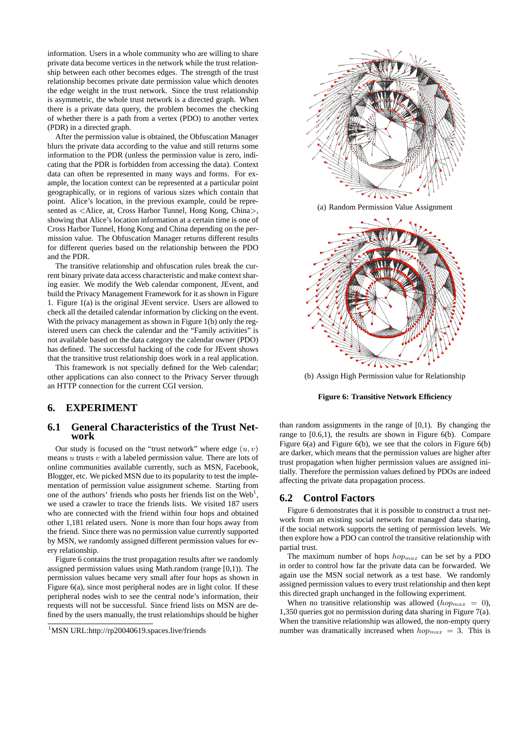information. Users in a whole community who are willing to share private data become vertices in the network while the trust relationship between each other becomes edges. The strength of the trust relationship becomes private date permission value which denotes the edge weight in the trust network. Since the trust relationship is asymmetric, the whole trust network is a directed graph. When there is a private data query, the problem becomes the checking of whether there is a path from a vertex (PDO) to another vertex (PDR) in a directed graph.

After the permission value is obtained, the Obfuscation Manager blurs the private data according to the value and still returns some information to the PDR (unless the permission value is zero, indicating that the PDR is forbidden from accessing the data). Context data can often be represented in many ways and forms. For example, the location context can be represented at a particular point geographically, or in regions of various sizes which contain that point. Alice's location, in the previous example, could be represented as <Alice, at, Cross Harbor Tunnel, Hong Kong, China>, showing that Alice's location information at a certain time is one of Cross Harbor Tunnel, Hong Kong and China depending on the permission value. The Obfuscation Manager returns different results for different queries based on the relationship between the PDO and the PDR.

The transitive relationship and obfuscation rules break the current binary private data access characteristic and make context sharing easier. We modify the Web calendar component, JEvent, and build the Privacy Management Framework for it as shown in Figure 1. Figure 1(a) is the original JEvent service. Users are allowed to check all the detailed calendar information by clicking on the event. With the privacy management as shown in Figure 1(b) only the registered users can check the calendar and the "Family activities" is not available based on the data category the calendar owner (PDO) has defined. The successful hacking of the code for JEvent shows that the transitive trust relationship does work in a real application.

This framework is not specially defined for the Web calendar; other applications can also connect to the Privacy Server through an HTTP connection for the current CGI version.

# 6. EXPERIMENT

## 6.1 General Characteristics of the Trust Network

Our study is focused on the "trust network" where edge $(u, v)$ means $u$ trusts $v$ with a labeled permission value. There are lots of online communities available currently, such as MSN, Facebook, Blogger, etc. We picked MSN due to its popularity to test the implementation of permission value assignment scheme. Starting from one of the authors' friends who posts her friends list on the Web[1], we used a crawler to trace the friends lists. We visited 187 users who are connected with the friend within four hops and obtained other 1,181 related users. None is more than four hops away from the friend. Since there was no permission value currently supported by MSN, we randomly assigned different permission values for every relationship.

Figure 6 contains the trust propagation results after we randomly assigned permission values using Math.random (range [0,1)). The permission values became very small after four hops as shown in Figure 6(a), since most peripheral nodes are in light color. If these peripheral nodes wish to see the central node's information, their requests will not be successful. Since friend lists on MSN are defined by the users manually, the trust relationships should be higher than random assignments in the range of [0,1). By changing the range to [0.6,1), the results are shown in Figure 6(b). Compare Figure 6(a) and Figure 6(b), we see that the colors in Figure 6(b) are darker, which means that the permission values are higher after trust propagation when higher permission values are assigned initially. Therefore the permission values defined by PDOs are indeed affecting the private data propagation process.

(a) Random Permission Value Assignment

(b) Assign High Permission value for Relationship

**Figure 6: Transitive Network Efficiency**

[1]MSN URL:http://rp20040619.spaces.live/friends

## 6.2 Control Factors

Figure 6 demonstrates that it is possible to construct a trust network from an existing social network for managed data sharing, if the social network supports the setting of permission levels. We then explore how a PDO can control the transitive relationship with partial trust.

The maximum number of hops $hop_{max}$ can be set by a PDO in order to control how far the private data can be forwarded. We again use the MSN social network as a test base. We randomly assigned permission values to every trust relationship and then kept this directed graph unchanged in the following experiment.

When no transitive relationship was allowed ($hop_{max} = 0$), 1,350 queries got no permission during data sharing in Figure 7(a). When the transitive relationship was allowed, the non-empty query number was dramatically increased when $hop_{max} = 3$. This is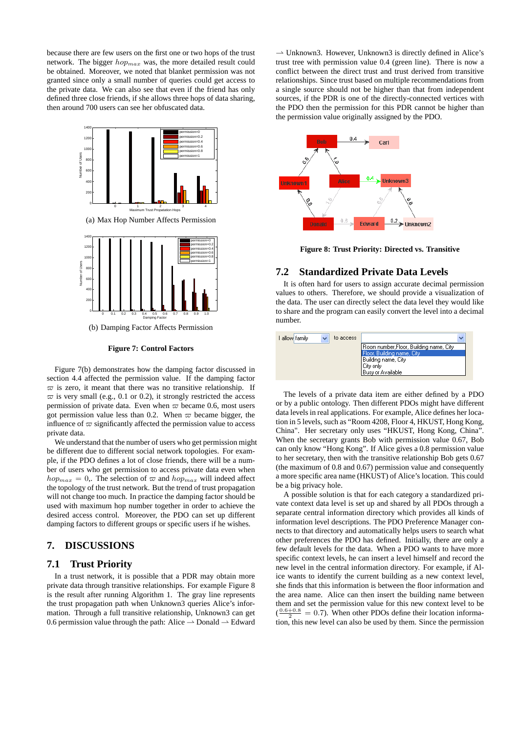because there are few users on the first one or two hops of the trust network. The bigger $hop_{max}$ was, the more detailed result could be obtained. Moreover, we noted that blanket permission was not granted since only a small number of queries could get access to the private data. We can also see that even if the friend has only defined three close friends, if she allows three hops of data sharing, then around 700 users can see her obfuscated data.

(a) Max Hop Number Affects Permission

(b) Damping Factor Affects Permission

**Figure 7: Control Factors**

Figure 7(b) demonstrates how the damping factor discussed in section 4.4 affected the permission value. If the damping factor $\varpi$ is zero, it meant that there was no transitive relationship. If $\varpi$ is very small (e.g., 0.1 or 0.2), it strongly restricted the access permission of private data. Even when $\varpi$ became 0.6, most users got permission value less than 0.2. When $\varpi$ became bigger, the influence of $\varpi$ significantly affected the permission value to access private data.

We understand that the number of users who get permission might be different due to different social network topologies. For example, if the PDO defines a lot of close friends, there will be a number of users who get permission to access private data even when $hop_{max} = 0$,. The selection of $\varpi$ and $hop_{max}$ will indeed affect the topology of the trust network. But the trend of trust propagation will not change too much. In practice the damping factor should be used with maximum hop number together in order to achieve the desired access control. Moreover, the PDO can set up different damping factors to different groups or specific users if he wishes.

# 7. DISCUSSIONS

## 7.1 Trust Priority

In a trust network, it is possible that a PDR may obtain more private data through transitive relationships. For example Figure 8 is the result after running Algorithm 1. The gray line represents the trust propagation path when Unknown3 queries Alice's information. Through a full transitive relationship, Unknown3 can get 0.6 permission value through the path: Alice ⇀ Donald ⇀ Edward ⇀ Unknown3. However, Unknown3 is directly defined in Alice's trust tree with permission value 0.4 (green line). There is now a conflict between the direct trust and trust derived from transitive relationships. Since trust based on multiple recommendations from a single source should not be higher than that from independent sources, if the PDR is one of the directly-connected vertices with the PDO then the permission for this PDR cannot be higher than the permission value originally assigned by the PDO.

**Figure 8: Trust Priority: Directed vs. Transitive**

## 7.2 Standardized Private Data Levels

It is often hard for users to assign accurate decimal permission values to others. Therefore, we should provide a visualization of the data. The user can directly select the data level they would like to share and the program can easily convert the level into a decimal number.

The levels of a private data item are either defined by a PDO or by a public ontology. Then different PDOs might have different data levels in real applications. For example, Alice defines her location in 5 levels, such as "Room 4208, Floor 4, HKUST, Hong Kong, China". Her secretary only uses "HKUST, Hong Kong, China". When the secretary grants Bob with permission value 0.67, Bob can only know "Hong Kong". If Alice gives a 0.8 permission value to her secretary, then with the transitive relationship Bob gets 0.67 (the maximum of 0.8 and 0.67) permission value and consequently a more specific area name (HKUST) of Alice's location. This could be a big privacy hole.

A possible solution is that for each category a standardized private context data level is set up and shared by all PDOs through a separate central information directory which provides all kinds of information level descriptions. The PDO Preference Manager connects to that directory and automatically helps users to search what other preferences the PDO has defined. Initially, there are only a few default levels for the data. When a PDO wants to have more specific context levels, he can insert a level himself and record the new level in the central information directory. For example, if Alice wants to identify the current building as a new context level, she finds that this information is between the floor information and the area name. Alice can then insert the building name between them and set the permission value for this new context level to be ($\frac{0.6+0.8}{2} = 0.7$). When other PDOs define their location information, this new level can also be used by them. Since the permission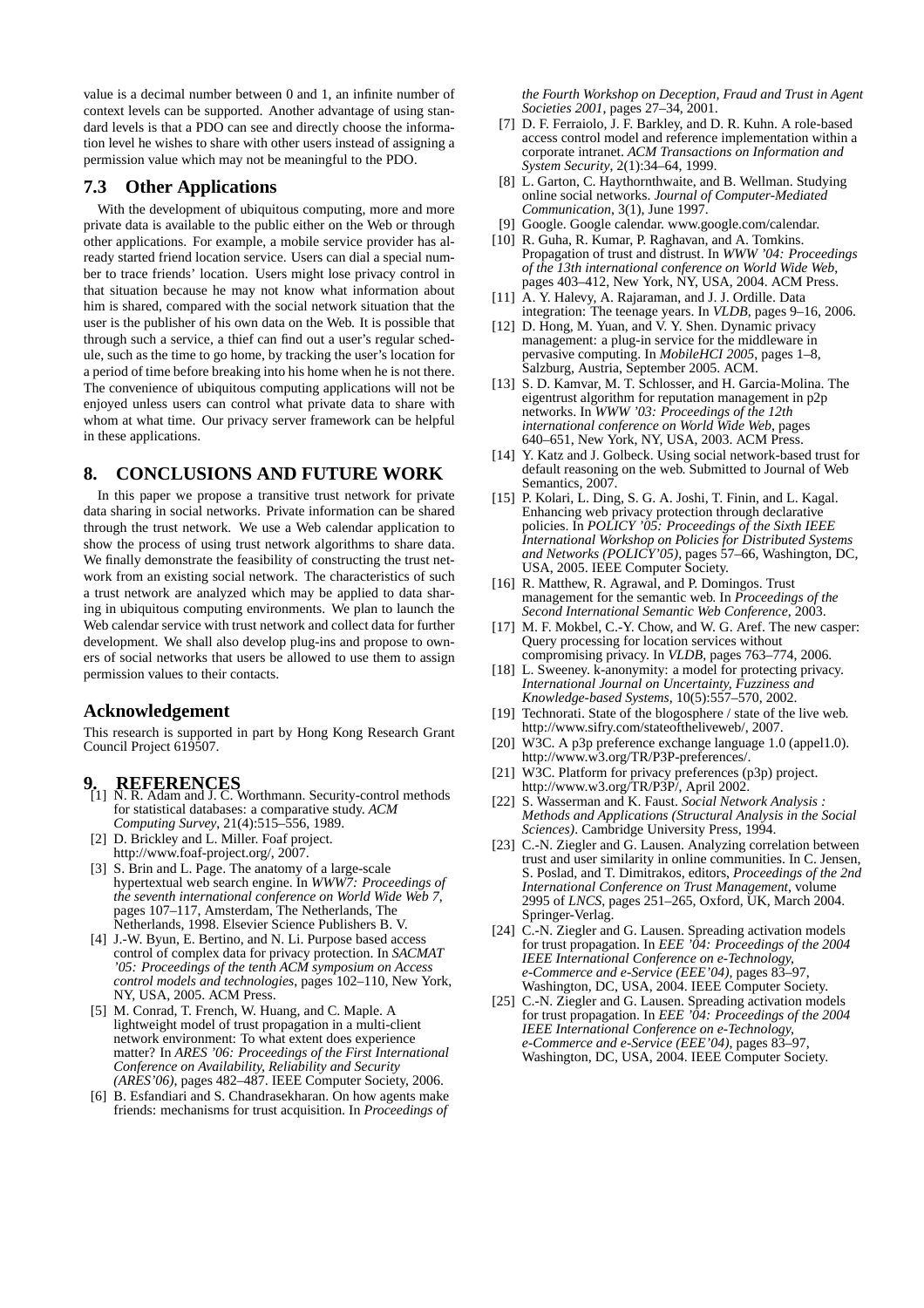value is a decimal number between 0 and 1, an infinite number of context levels can be supported. Another advantage of using standard levels is that a PDO can see and directly choose the information level he wishes to share with other users instead of assigning a permission value which may not be meaningful to the PDO.

## 7.3 Other Applications

With the development of ubiquitous computing, more and more private data is available to the public either on the Web or through other applications. For example, a mobile service provider has already started friend location service. Users can dial a special number to trace friends' location. Users might lose privacy control in that situation because he may not know what information about him is shared, compared with the social network situation that the user is the publisher of his own data on the Web. It is possible that through such a service, a thief can find out a user's regular schedule, such as the time to go home, by tracking the user's location for a period of time before breaking into his home when he is not there. The convenience of ubiquitous computing applications will not be enjoyed unless users can control what private data to share with whom at what time. Our privacy server framework can be helpful in these applications.

# 8. CONCLUSIONS AND FUTURE WORK

In this paper we propose a transitive trust network for private data sharing in social networks. Private information can be shared through the trust network. We use a Web calendar application to show the process of using trust network algorithms to share data. We finally demonstrate the feasibility of constructing the trust network from an existing social network. The characteristics of such a trust network are analyzed which may be applied to data sharing in ubiquitous computing environments. We plan to launch the Web calendar service with trust network and collect data for further development. We shall also develop plug-ins and propose to owners of social networks that users be allowed to use them to assign permission values to their contacts.

## Acknowledgement

This research is supported in part by Hong Kong Research Grant Council Project 619507.

# 9. REFERENCES

[1] N. R. Adam and J. C. Worthmann. Security-control methods for statistical databases: a comparative study. *ACM Computing Survey*, 21(4):515–556, 1989.

[2] D. Brickley and L. Miller. Foaf project. http://www.foaf-project.org/, 2007.

[3] S. Brin and L. Page. The anatomy of a large-scale hypertextual web search engine. In *WWW7: Proceedings of the seventh international conference on World Wide Web 7*, pages 107–117, Amsterdam, The Netherlands, The Netherlands, 1998. Elsevier Science Publishers B. V.

[4] J.-W. Byun, E. Bertino, and N. Li. Purpose based access control of complex data for privacy protection. In *SACMAT '05: Proceedings of the tenth ACM symposium on Access control models and technologies*, pages 102–110, New York, NY, USA, 2005. ACM Press.

[5] M. Conrad, T. French, W. Huang, and C. Maple. A lightweight model of trust propagation in a multi-client network environment: To what extent does experience matter? In *ARES '06: Proceedings of the First International Conference on Availability, Reliability and Security (ARES'06)*, pages 482–487. IEEE Computer Society, 2006.

[6] B. Esfandiari and S. Chandrasekharan. On how agents make friends: mechanisms for trust acquisition. In *Proceedings of the Fourth Workshop on Deception, Fraud and Trust in Agent Societies 2001*, pages 27–34, 2001.

[7] D. F. Ferraiolo, J. F. Barkley, and D. R. Kuhn. A role-based access control model and reference implementation within a corporate intranet. *ACM Transactions on Information and System Security*, 2(1):34–64, 1999.

[8] L. Garton, C. Haythornthwaite, and B. Wellman. Studying online social networks. *Journal of Computer-Mediated Communication*, 3(1), June 1997.

[9] Google. Google calendar. www.google.com/calendar.

[10] R. Guha, R. Kumar, P. Raghavan, and A. Tomkins. Propagation of trust and distrust. In *WWW '04: Proceedings of the 13th international conference on World Wide Web*, pages 403–412, New York, NY, USA, 2004. ACM Press.

[11] A. Y. Halevy, A. Rajaraman, and J. J. Ordille. Data integration: The teenage years. In *VLDB*, pages 9–16, 2006.

[12] D. Hong, M. Yuan, and V. Y. Shen. Dynamic privacy management: a plug-in service for the middleware in pervasive computing. In *MobileHCI 2005*, pages 1–8, Salzburg, Austria, September 2005. ACM.

[13] S. D. Kamvar, M. T. Schlosser, and H. Garcia-Molina. The eigentrust algorithm for reputation management in p2p networks. In *WWW '03: Proceedings of the 12th international conference on World Wide Web*, pages 640–651, New York, NY, USA, 2003. ACM Press.

[14] Y. Katz and J. Golbeck. Using social network-based trust for default reasoning on the web. Submitted to Journal of Web Semantics, 2007.

[15] P. Kolari, L. Ding, S. G. A. Joshi, T. Finin, and L. Kagal. Enhancing web privacy protection through declarative policies. In *POLICY '05: Proceedings of the Sixth IEEE International Workshop on Policies for Distributed Systems and Networks (POLICY'05)*, pages 57–66, Washington, DC, USA, 2005. IEEE Computer Society.

[16] R. Matthew, R. Agrawal, and P. Domingos. Trust management for the semantic web. In *Proceedings of the Second International Semantic Web Conference*, 2003.

[17] M. F. Mokbel, C.-Y. Chow, and W. G. Aref. The new casper: Query processing for location services without compromising privacy. In *VLDB*, pages 763–774, 2006.

[18] L. Sweeney. k-anonymity: a model for protecting privacy. *International Journal on Uncertainty, Fuzziness and Knowledge-based Systems*, 10(5):557–570, 2002.

[19] Technorati. State of the blogosphere / state of the live web. http://www.sifry.com/stateofthliveweb/, 2007.

[20] W3C. A p3p preference exchange language 1.0 (appel1.0). http://www.w3.org/TR/P3P-preferences/.

[21] W3C. Platform for privacy preferences (p3p) project. http://www.w3.org/TR/P3P/, April 2002.

[22] S. Wasserman and K. Faust. *Social Network Analysis : Methods and Applications (Structural Analysis in the Social Sciences)*. Cambridge University Press, 1994.

[23] C.-N. Ziegler and G. Lausen. Analyzing correlation between trust and user similarity in online communities. In C. Jensen, S. Poslad, and T. Dimitrakos, editors, *Proceedings of the 2nd International Conference on Trust Management*, volume 2995 of *LNCS*, pages 251–265, Oxford, UK, March 2004. Springer-Verlag.

[24] C.-N. Ziegler and G. Lausen. Spreading activation models for trust propagation. In *EEE '04: Proceedings of the 2004 IEEE International Conference on e-Technology, e-Commerce and e-Service (EEE'04)*, pages 83–97, Washington, DC, USA, 2004. IEEE Computer Society.

[25] C.-N. Ziegler and G. Lausen. Spreading activation models for trust propagation. In *EEE '04: Proceedings of the 2004 IEEE International Conference on e-Technology, e-Commerce and e-Service (EEE'04)*, pages 83–97, Washington, DC, USA, 2004. IEEE Computer Society.